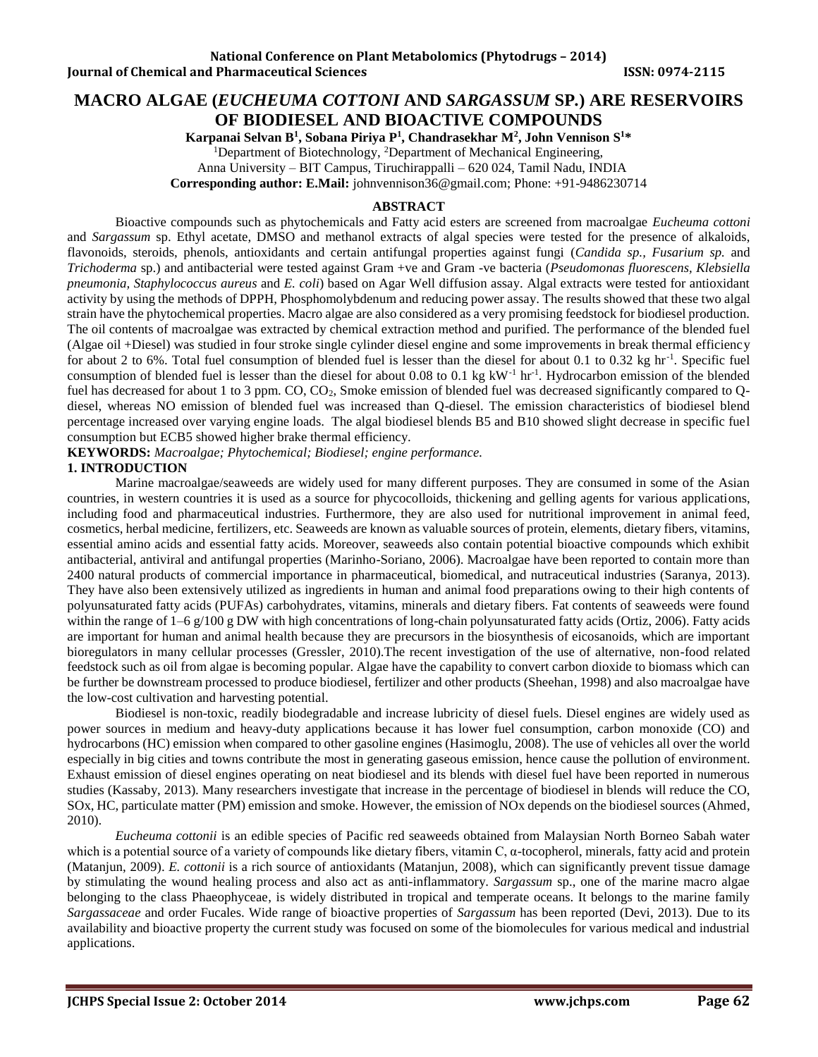# MACRO ALGAE (*EUCHEUMA COTTONI* AND *SARGASSUM* SP.) ARE RESERVOIRS OF BIODIESEL AND BIOACTIVE COMPOUNDS

**Karpanai Selvan B[1], Sobana Piriya P[1], Chandrasekhar M[2], John Vennison S[1]\***

[1]Department of Biotechnology, [2]Department of Mechanical Engineering,
Anna University – BIT Campus, Tiruchirappalli – 620 024, Tamil Nadu, INDIA

**Corresponding author: E.Mail:** johnvennison36@gmail.com; Phone: +91-9486230714

## ABSTRACT

Bioactive compounds such as phytochemicals and Fatty acid esters are screened from macroalgae *Eucheuma cottoni* and *Sargassum* sp. Ethyl acetate, DMSO and methanol extracts of algal species were tested for the presence of alkaloids, flavonoids, steroids, phenols, antioxidants and certain antifungal properties against fungi (*Candida sp., Fusarium sp.* and *Trichoderma* sp.) and antibacterial were tested against Gram +ve and Gram -ve bacteria (*Pseudomonas fluorescens, Klebsiella pneumonia, Staphylococcus aureus* and *E. coli*) based on Agar Well diffusion assay. Algal extracts were tested for antioxidant activity by using the methods of DPPH, Phosphomolybdenum and reducing power assay. The results showed that these two algal strain have the phytochemical properties. Macro algae are also considered as a very promising feedstock for biodiesel production. The oil contents of macroalgae was extracted by chemical extraction method and purified. The performance of the blended fuel (Algae oil +Diesel) was studied in four stroke single cylinder diesel engine and some improvements in break thermal efficiency for about 2 to 6%. Total fuel consumption of blended fuel is lesser than the diesel for about 0.1 to 0.32 kg $hr^{-1}$. Specific fuel consumption of blended fuel is lesser than the diesel for about 0.08 to 0.1 kg $kW^{-1}$ $hr^{-1}$. Hydrocarbon emission of the blended fuel has decreased for about 1 to 3 ppm. CO, $CO_2$, Smoke emission of blended fuel was decreased significantly compared to Q-diesel, whereas NO emission of blended fuel was increased than Q-diesel. The emission characteristics of biodiesel blend percentage increased over varying engine loads. The algal biodiesel blends B5 and B10 showed slight decrease in specific fuel consumption but ECB5 showed higher brake thermal efficiency.

**KEYWORDS:** *Macroalgae; Phytochemical; Biodiesel; engine performance.*

## 1. INTRODUCTION

Marine macroalgae/seaweeds are widely used for many different purposes. They are consumed in some of the Asian countries, in western countries it is used as a source for phycocolloids, thickening and gelling agents for various applications, including food and pharmaceutical industries. Furthermore, they are also used for nutritional improvement in animal feed, cosmetics, herbal medicine, fertilizers, etc. Seaweeds are known as valuable sources of protein, elements, dietary fibers, vitamins, essential amino acids and essential fatty acids. Moreover, seaweeds also contain potential bioactive compounds which exhibit antibacterial, antiviral and antifungal properties (Marinho-Soriano, 2006). Macroalgae have been reported to contain more than 2400 natural products of commercial importance in pharmaceutical, biomedical, and nutraceutical industries (Saranya, 2013). They have also been extensively utilized as ingredients in human and animal food preparations owing to their high contents of polyunsaturated fatty acids (PUFAs) carbohydrates, vitamins, minerals and dietary fibers. Fat contents of seaweeds were found within the range of 1–6 g/100 g DW with high concentrations of long-chain polyunsaturated fatty acids (Ortiz, 2006). Fatty acids are important for human and animal health because they are precursors in the biosynthesis of eicosanoids, which are important bioregulators in many cellular processes (Gressler, 2010).The recent investigation of the use of alternative, non-food related feedstock such as oil from algae is becoming popular. Algae have the capability to convert carbon dioxide to biomass which can be further be downstream processed to produce biodiesel, fertilizer and other products (Sheehan, 1998) and also macroalgae have the low-cost cultivation and harvesting potential.

Biodiesel is non-toxic, readily biodegradable and increase lubricity of diesel fuels. Diesel engines are widely used as power sources in medium and heavy-duty applications because it has lower fuel consumption, carbon monoxide (CO) and hydrocarbons (HC) emission when compared to other gasoline engines (Hasimoglu, 2008). The use of vehicles all over the world especially in big cities and towns contribute the most in generating gaseous emission, hence cause the pollution of environment. Exhaust emission of diesel engines operating on neat biodiesel and its blends with diesel fuel have been reported in numerous studies (Kassaby, 2013). Many researchers investigate that increase in the percentage of biodiesel in blends will reduce the CO, SOx, HC, particulate matter (PM) emission and smoke. However, the emission of NOx depends on the biodiesel sources (Ahmed, 2010).

*Eucheuma cottonii* is an edible species of Pacific red seaweeds obtained from Malaysian North Borneo Sabah water which is a potential source of a variety of compounds like dietary fibers, vitamin C, α-tocopherol, minerals, fatty acid and protein (Matanjun, 2009). *E. cottonii* is a rich source of antioxidants (Matanjun, 2008), which can significantly prevent tissue damage by stimulating the wound healing process and also act as anti-inflammatory. *Sargassum* sp., one of the marine macro algae belonging to the class Phaeophyceae, is widely distributed in tropical and temperate oceans. It belongs to the marine family *Sargassaceae* and order Fucales. Wide range of bioactive properties of *Sargassum* has been reported (Devi, 2013). Due to its availability and bioactive property the current study was focused on some of the biomolecules for various medical and industrial applications.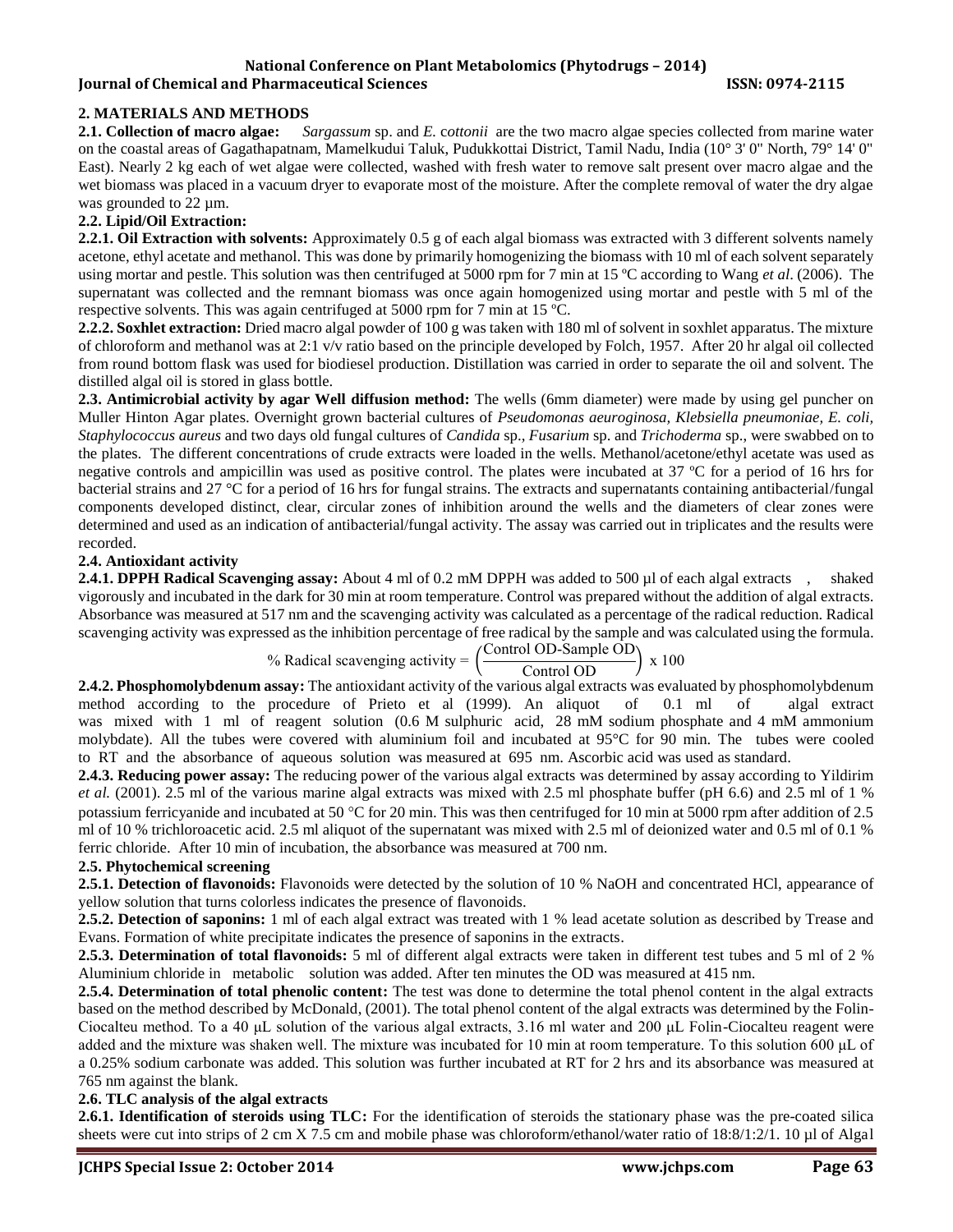## 2. MATERIALS AND METHODS

**2.1. Collection of macro algae:** *Sargassum* sp. and *E. cottonii* are the two macro algae species collected from marine water on the coastal areas of Gagathapatnam, Mamelkudui Taluk, Pudukkottai District, Tamil Nadu, India (10° 3' 0" North, 79° 14' 0" East). Nearly 2 kg each of wet algae were collected, washed with fresh water to remove salt present over macro algae and the wet biomass was placed in a vacuum dryer to evaporate most of the moisture. After the complete removal of water the dry algae was grounded to 22 µm.

**2.2. Lipid/Oil Extraction:**

**2.2.1. Oil Extraction with solvents:** Approximately 0.5 g of each algal biomass was extracted with 3 different solvents namely acetone, ethyl acetate and methanol. This was done by primarily homogenizing the biomass with 10 ml of each solvent separately using mortar and pestle. This solution was then centrifuged at 5000 rpm for 7 min at 15 ºC according to Wang *et al*. (2006). The supernatant was collected and the remnant biomass was once again homogenized using mortar and pestle with 5 ml of the respective solvents. This was again centrifuged at 5000 rpm for 7 min at 15 ºC.

**2.2.2. Soxhlet extraction:** Dried macro algal powder of 100 g was taken with 180 ml of solvent in soxhlet apparatus. The mixture of chloroform and methanol was at 2:1 v/v ratio based on the principle developed by Folch, 1957. After 20 hr algal oil collected from round bottom flask was used for biodiesel production. Distillation was carried in order to separate the oil and solvent. The distilled algal oil is stored in glass bottle.

**2.3. Antimicrobial activity by agar Well diffusion method:** The wells (6mm diameter) were made by using gel puncher on Muller Hinton Agar plates. Overnight grown bacterial cultures of *Pseudomonas aeuroginosa, Klebsiella pneumoniae, E. coli, Staphylococcus aureus* and two days old fungal cultures of *Candida* sp., *Fusarium* sp. and *Trichoderma* sp., were swabbed on to the plates. The different concentrations of crude extracts were loaded in the wells. Methanol/acetone/ethyl acetate was used as negative controls and ampicillin was used as positive control. The plates were incubated at 37 ºC for a period of 16 hrs for bacterial strains and 27 °C for a period of 16 hrs for fungal strains. The extracts and supernatants containing antibacterial/fungal components developed distinct, clear, circular zones of inhibition around the wells and the diameters of clear zones were determined and used as an indication of antibacterial/fungal activity. The assay was carried out in triplicates and the results were recorded.

**2.4. Antioxidant activity**

**2.4.1. DPPH Radical Scavenging assay:** About 4 ml of 0.2 mM DPPH was added to 500 µl of each algal extracts , shaked vigorously and incubated in the dark for 30 min at room temperature. Control was prepared without the addition of algal extracts. Absorbance was measured at 517 nm and the scavenging activity was calculated as a percentage of the radical reduction. Radical scavenging activity was expressed as the inhibition percentage of free radical by the sample and was calculated using the formula.

$$\text{\% Radical scavenging activity} = \left(\frac{\text{Control OD-Sample OD}}{\text{Control OD}}\right) \times 100$$

**2.4.2. Phosphomolybdenum assay:** The antioxidant activity of the various algal extracts was evaluated by phosphomolybdenum method according to the procedure of Prieto et al (1999). An aliquot of 0.1 ml of algal extract was mixed with 1 ml of reagent solution (0.6 M sulphuric acid, 28 mM sodium phosphate and 4 mM ammonium molybdate). All the tubes were covered with aluminium foil and incubated at 95°C for 90 min. The tubes were cooled to RT and the absorbance of aqueous solution was measured at 695 nm. Ascorbic acid was used as standard.

**2.4.3. Reducing power assay:** The reducing power of the various algal extracts was determined by assay according to Yildirim *et al.* (2001). 2.5 ml of the various marine algal extracts was mixed with 2.5 ml phosphate buffer (pH 6.6) and 2.5 ml of 1 % potassium ferricyanide and incubated at 50 °C for 20 min. This was then centrifuged for 10 min at 5000 rpm after addition of 2.5 ml of 10 % trichloroacetic acid. 2.5 ml aliquot of the supernatant was mixed with 2.5 ml of deionized water and 0.5 ml of 0.1 % ferric chloride. After 10 min of incubation, the absorbance was measured at 700 nm.

**2.5. Phytochemical screening**

**2.5.1. Detection of flavonoids:** Flavonoids were detected by the solution of 10 % NaOH and concentrated HCl, appearance of yellow solution that turns colorless indicates the presence of flavonoids.

**2.5.2. Detection of saponins:** 1 ml of each algal extract was treated with 1 % lead acetate solution as described by Trease and Evans. Formation of white precipitate indicates the presence of saponins in the extracts.

**2.5.3. Determination of total flavonoids:** 5 ml of different algal extracts were taken in different test tubes and 5 ml of 2 % Aluminium chloride in metabolic solution was added. After ten minutes the OD was measured at 415 nm.

**2.5.4. Determination of total phenolic content:** The test was done to determine the total phenol content in the algal extracts based on the method described by McDonald, (2001). The total phenol content of the algal extracts was determined by the Folin-Ciocalteu method. To a 40 µL solution of the various algal extracts, 3.16 ml water and 200 µL Folin-Ciocalteu reagent were added and the mixture was shaken well. The mixture was incubated for 10 min at room temperature. To this solution 600 µL of a 0.25% sodium carbonate was added. This solution was further incubated at RT for 2 hrs and its absorbance was measured at 765 nm against the blank.

**2.6. TLC analysis of the algal extracts**

**2.6.1. Identification of steroids using TLC:** For the identification of steroids the stationary phase was the pre-coated silica sheets were cut into strips of 2 cm X 7.5 cm and mobile phase was chloroform/ethanol/water ratio of 18:8/1:2/1. 10 µl of Algal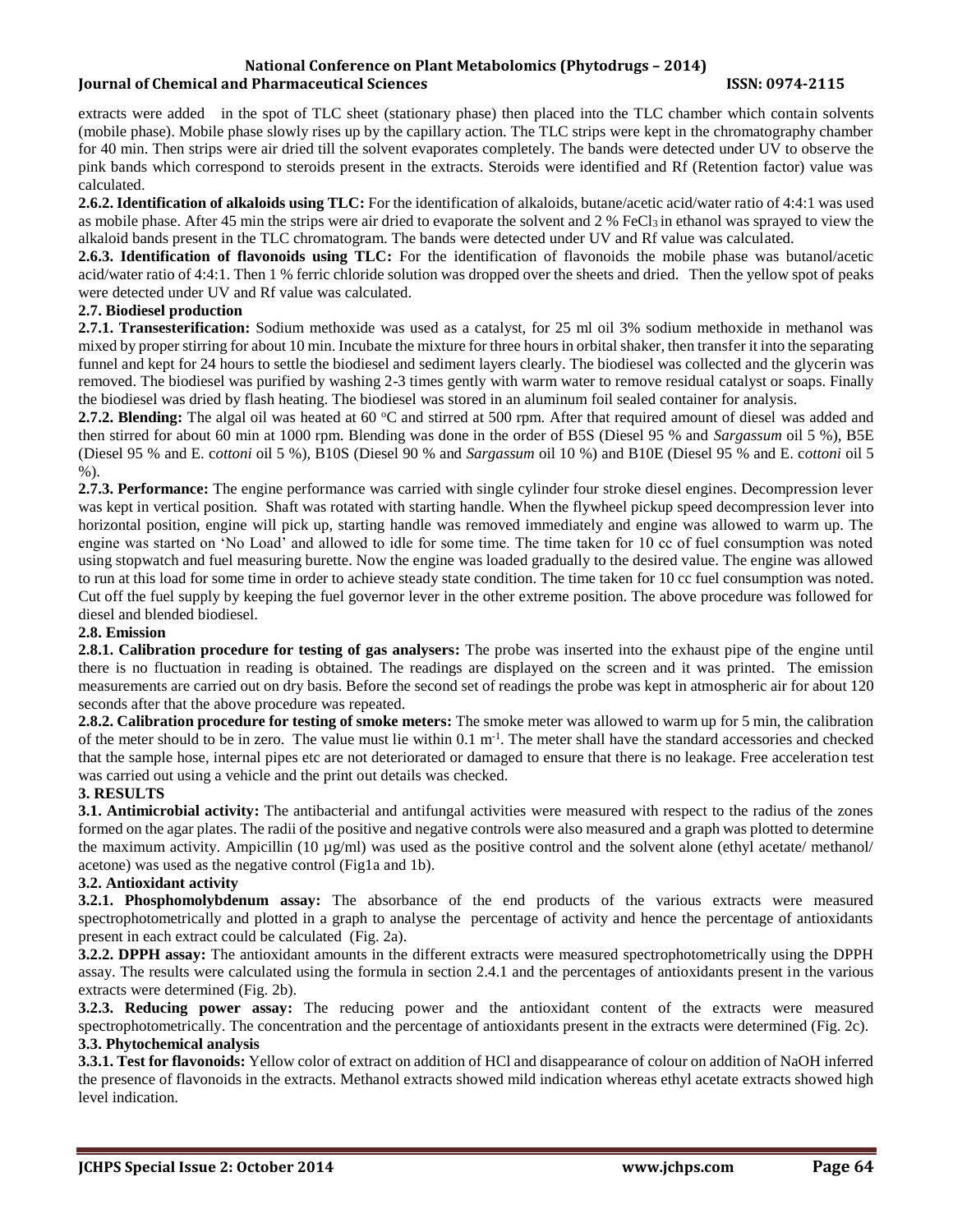extracts were added in the spot of TLC sheet (stationary phase) then placed into the TLC chamber which contain solvents (mobile phase). Mobile phase slowly rises up by the capillary action. The TLC strips were kept in the chromatography chamber for 40 min. Then strips were air dried till the solvent evaporates completely. The bands were detected under UV to observe the pink bands which correspond to steroids present in the extracts. Steroids were identified and Rf (Retention factor) value was calculated.

**2.6.2. Identification of alkaloids using TLC:** For the identification of alkaloids, butane/acetic acid/water ratio of 4:4:1 was used as mobile phase. After 45 min the strips were air dried to evaporate the solvent and 2 % $FeCl_3$ in ethanol was sprayed to view the alkaloid bands present in the TLC chromatogram. The bands were detected under UV and Rf value was calculated.

**2.6.3. Identification of flavonoids using TLC:** For the identification of flavonoids the mobile phase was butanol/acetic acid/water ratio of 4:4:1. Then 1 % ferric chloride solution was dropped over the sheets and dried. Then the yellow spot of peaks were detected under UV and Rf value was calculated.

### 2.7. Biodiesel production

**2.7.1. Transesterification:** Sodium methoxide was used as a catalyst, for 25 ml oil 3% sodium methoxide in methanol was mixed by proper stirring for about 10 min. Incubate the mixture for three hours in orbital shaker, then transfer it into the separating funnel and kept for 24 hours to settle the biodiesel and sediment layers clearly. The biodiesel was collected and the glycerin was removed. The biodiesel was purified by washing 2-3 times gently with warm water to remove residual catalyst or soaps. Finally the biodiesel was dried by flash heating. The biodiesel was stored in an aluminum foil sealed container for analysis.

**2.7.2. Blending:** The algal oil was heated at 60 °C and stirred at 500 rpm. After that required amount of diesel was added and then stirred for about 60 min at 1000 rpm. Blending was done in the order of B5S (Diesel 95 % and *Sargassum* oil 5 %), B5E (Diesel 95 % and E. c*ottoni* oil 5 %), B10S (Diesel 90 % and *Sargassum* oil 10 %) and B10E (Diesel 95 % and E. c*ottoni* oil 5 %).

**2.7.3. Performance:** The engine performance was carried with single cylinder four stroke diesel engines. Decompression lever was kept in vertical position. Shaft was rotated with starting handle. When the flywheel pickup speed decompression lever into horizontal position, engine will pick up, starting handle was removed immediately and engine was allowed to warm up. The engine was started on 'No Load' and allowed to idle for some time. The time taken for 10 cc of fuel consumption was noted using stopwatch and fuel measuring burette. Now the engine was loaded gradually to the desired value. The engine was allowed to run at this load for some time in order to achieve steady state condition. The time taken for 10 cc fuel consumption was noted. Cut off the fuel supply by keeping the fuel governor lever in the other extreme position. The above procedure was followed for diesel and blended biodiesel.

### 2.8. Emission

**2.8.1. Calibration procedure for testing of gas analysers:** The probe was inserted into the exhaust pipe of the engine until there is no fluctuation in reading is obtained. The readings are displayed on the screen and it was printed. The emission measurements are carried out on dry basis. Before the second set of readings the probe was kept in atmospheric air for about 120 seconds after that the above procedure was repeated.

**2.8.2. Calibration procedure for testing of smoke meters:** The smoke meter was allowed to warm up for 5 min, the calibration of the meter should to be in zero. The value must lie within 0.1 $m^{-1}$. The meter shall have the standard accessories and checked that the sample hose, internal pipes etc are not deteriorated or damaged to ensure that there is no leakage. Free acceleration test was carried out using a vehicle and the print out details was checked.

## 3. RESULTS

**3.1. Antimicrobial activity:** The antibacterial and antifungal activities were measured with respect to the radius of the zones formed on the agar plates. The radii of the positive and negative controls were also measured and a graph was plotted to determine the maximum activity. Ampicillin (10 µg/ml) was used as the positive control and the solvent alone (ethyl acetate/ methanol/ acetone) was used as the negative control (Fig1a and 1b).

### 3.2. Antioxidant activity

**3.2.1. Phosphomolybdenum assay:** The absorbance of the end products of the various extracts were measured spectrophotometrically and plotted in a graph to analyse the percentage of activity and hence the percentage of antioxidants present in each extract could be calculated (Fig. 2a).

**3.2.2. DPPH assay:** The antioxidant amounts in the different extracts were measured spectrophotometrically using the DPPH assay. The results were calculated using the formula in section 2.4.1 and the percentages of antioxidants present in the various extracts were determined (Fig. 2b).

**3.2.3. Reducing power assay:** The reducing power and the antioxidant content of the extracts were measured spectrophotometrically. The concentration and the percentage of antioxidants present in the extracts were determined (Fig. 2c).

### 3.3. Phytochemical analysis

**3.3.1. Test for flavonoids:** Yellow color of extract on addition of HCl and disappearance of colour on addition of NaOH inferred the presence of flavonoids in the extracts. Methanol extracts showed mild indication whereas ethyl acetate extracts showed high level indication.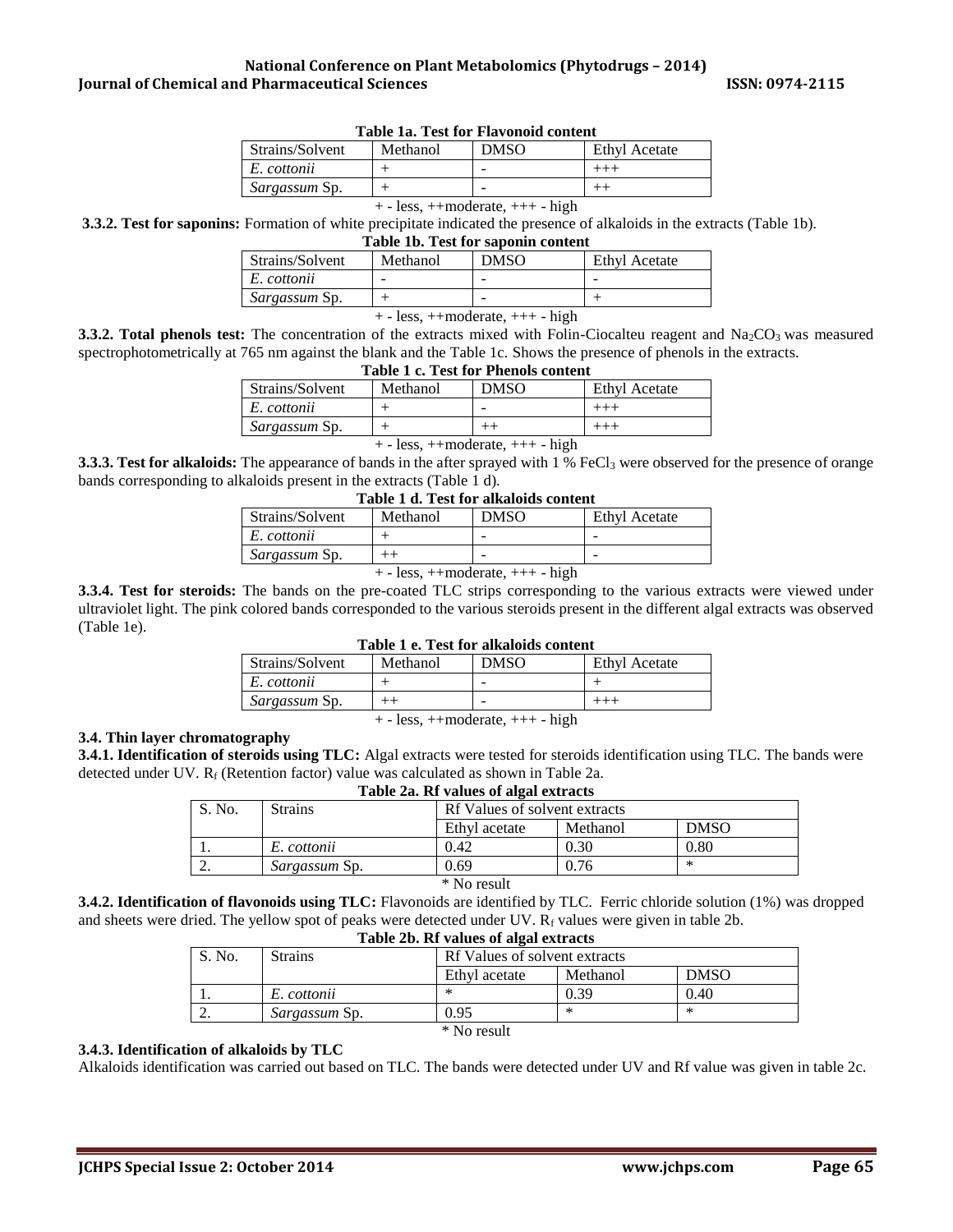**Table 1a. Test for Flavonoid content**

| Strains/Solvent | Methanol | DMSO | Ethyl Acetate |
|---|---|---|---|
| *E. cottonii* | + | - | +++ |
| *Sargassum* Sp. | + | - | ++ |

+ - less, ++moderate, +++ - high

**3.3.2. Test for saponins:** Formation of white precipitate indicated the presence of alkaloids in the extracts (Table 1b).

**Table 1b. Test for saponin content**

| Strains/Solvent | Methanol | DMSO | Ethyl Acetate |
|---|---|---|---|
| *E. cottonii* | - | - | - |
| *Sargassum* Sp. | + | - | + |

+ - less, ++moderate, +++ - high

**3.3.2. Total phenols test:** The concentration of the extracts mixed with Folin-Ciocalteu reagent and $Na_2CO_3$ was measured spectrophotometrically at 765 nm against the blank and the Table 1c. Shows the presence of phenols in the extracts.

**Table 1 c. Test for Phenols content**

| Strains/Solvent | Methanol | DMSO | Ethyl Acetate |
|---|---|---|---|
| *E. cottonii* | + | - | +++ |
| *Sargassum* Sp. | + | ++ | +++ |

+ - less, ++moderate, +++ - high

**3.3.3. Test for alkaloids:** The appearance of bands in the after sprayed with 1 % $FeCl_3$ were observed for the presence of orange bands corresponding to alkaloids present in the extracts (Table 1 d).

**Table 1 d. Test for alkaloids content**

| Strains/Solvent | Methanol | DMSO | Ethyl Acetate |
|---|---|---|---|
| *E. cottonii* | + | - | - |
| *Sargassum* Sp. | ++ | - | - |

+ - less, ++moderate, +++ - high

**3.3.4. Test for steroids:** The bands on the pre-coated TLC strips corresponding to the various extracts were viewed under ultraviolet light. The pink colored bands corresponded to the various steroids present in the different algal extracts was observed (Table 1e).

**Table 1 e. Test for alkaloids content**

| Strains/Solvent | Methanol | DMSO | Ethyl Acetate |
|---|---|---|---|
| *E. cottonii* | + | - | + |
| *Sargassum* Sp. | ++ | - | +++ |

+ - less, ++moderate, +++ - high

### 3.4. Thin layer chromatography

**3.4.1. Identification of steroids using TLC:** Algal extracts were tested for steroids identification using TLC. The bands were detected under UV. $R_f$ (Retention factor) value was calculated as shown in Table 2a.

**Table 2a. Rf values of algal extracts**

| S. No. | Strains | Rf Values of solvent extracts | | |
|---|---|---|---|---|
| | | Ethyl acetate | Methanol | DMSO |
| 1. | *E. cottonii* | 0.42 | 0.30 | 0.80 |
| 2. | *Sargassum* Sp. | 0.69 | 0.76 | * |

\* No result

**3.4.2. Identification of flavonoids using TLC:** Flavonoids are identified by TLC. Ferric chloride solution (1%) was dropped and sheets were dried. The yellow spot of peaks were detected under UV. $R_f$ values were given in table 2b.

**Table 2b. Rf values of algal extracts**

| S. No. | Strains | Rf Values of solvent extracts | | |
|---|---|---|---|---|
| | | Ethyl acetate | Methanol | DMSO |
| 1. | *E. cottonii* | * | 0.39 | 0.40 |
| 2. | *Sargassum* Sp. | 0.95 | * | * |

\* No result

**3.4.3. Identification of alkaloids by TLC**

Alkaloids identification was carried out based on TLC. The bands were detected under UV and Rf value was given in table 2c.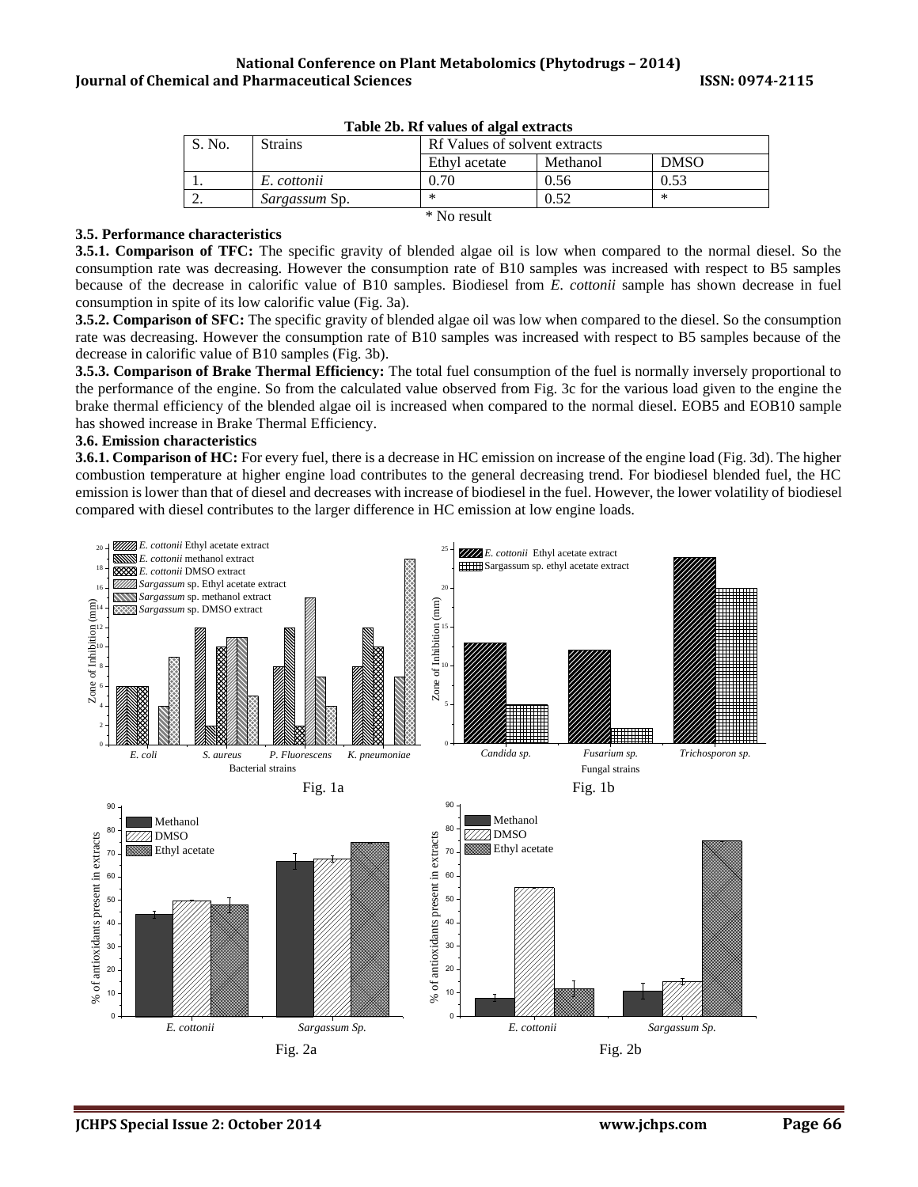**Table 2b. Rf values of algal extracts**

| S. No. | Strains | Rf Values of solvent extracts | | |
|---|---|---|---|---|
| | | Ethyl acetate | Methanol | DMSO |
| 1. | *E. cottonii* | 0.70 | 0.56 | 0.53 |
| 2. | *Sargassum* Sp. | * | 0.52 | * |

* No result

### 3.5. Performance characteristics

**3.5.1. Comparison of TFC:** The specific gravity of blended algae oil is low when compared to the normal diesel. So the consumption rate was decreasing. However the consumption rate of B10 samples was increased with respect to B5 samples because of the decrease in calorific value of B10 samples. Biodiesel from *E. cottonii* sample has shown decrease in fuel consumption in spite of its low calorific value (Fig. 3a).

**3.5.2. Comparison of SFC:** The specific gravity of blended algae oil was low when compared to the diesel. So the consumption rate was decreasing. However the consumption rate of B10 samples was increased with respect to B5 samples because of the decrease in calorific value of B10 samples (Fig. 3b).

**3.5.3. Comparison of Brake Thermal Efficiency:** The total fuel consumption of the fuel is normally inversely proportional to the performance of the engine. So from the calculated value observed from Fig. 3c for the various load given to the engine the brake thermal efficiency of the blended algae oil is increased when compared to the normal diesel. EOB5 and EOB10 sample has showed increase in Brake Thermal Efficiency.

### 3.6. Emission characteristics

**3.6.1. Comparison of HC:** For every fuel, there is a decrease in HC emission on increase of the engine load (Fig. 3d). The higher combustion temperature at higher engine load contributes to the general decreasing trend. For biodiesel blended fuel, the HC emission is lower than that of diesel and decreases with increase of biodiesel in the fuel. However, the lower volatility of biodiesel compared with diesel contributes to the larger difference in HC emission at low engine loads.

Fig. 1a

Fig. 1b

Fig. 2a

Fig. 2b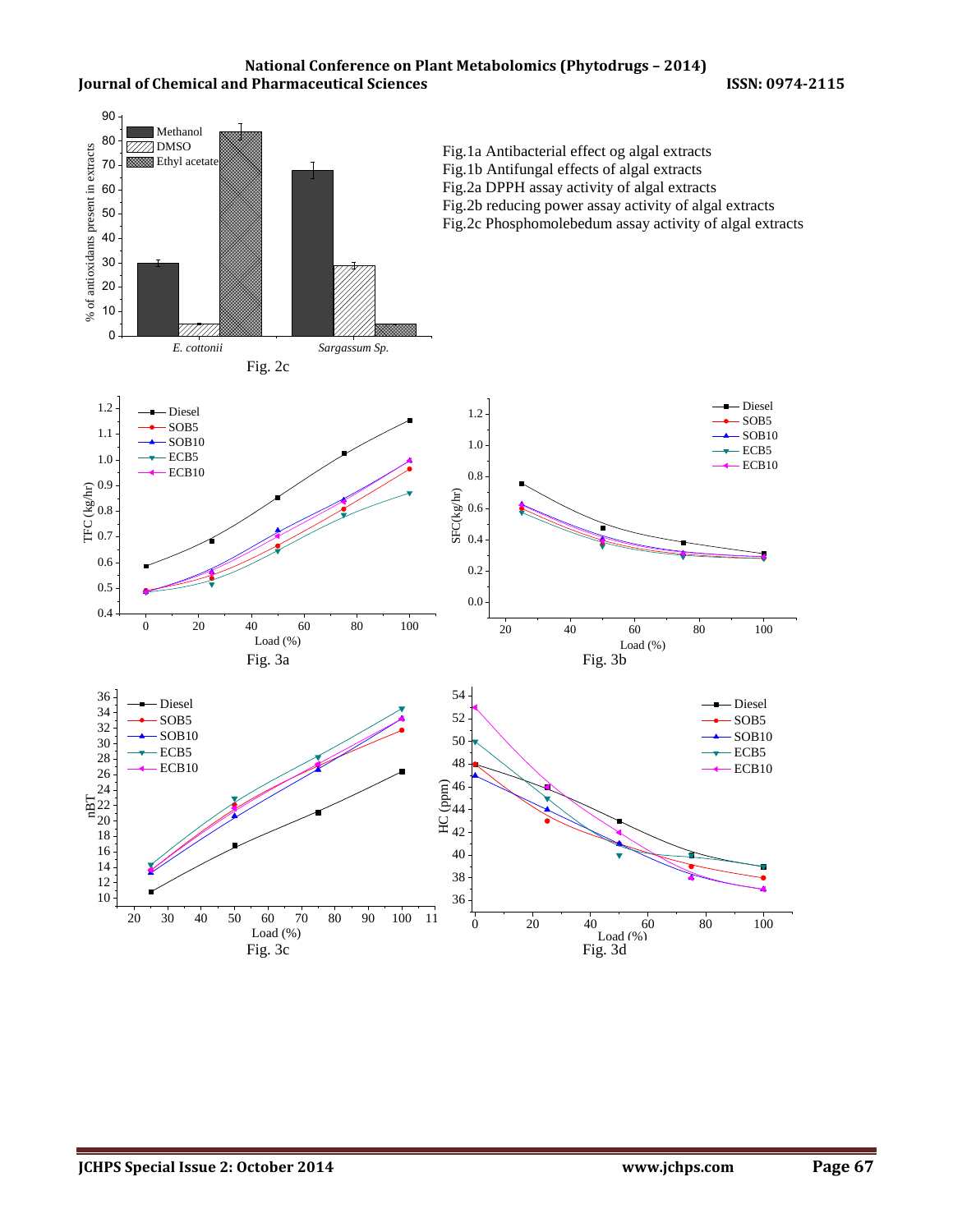Fig. 2c

Fig.1a Antibacterial effect og algal extracts
Fig.1b Antifungal effects of algal extracts
Fig.2a DPPH assay activity of algal extracts
Fig.2b reducing power assay activity of algal extracts
Fig.2c Phosphomolebedum assay activity of algal extracts

Fig. 3a

Fig. 3b

Fig. 3c

Fig. 3d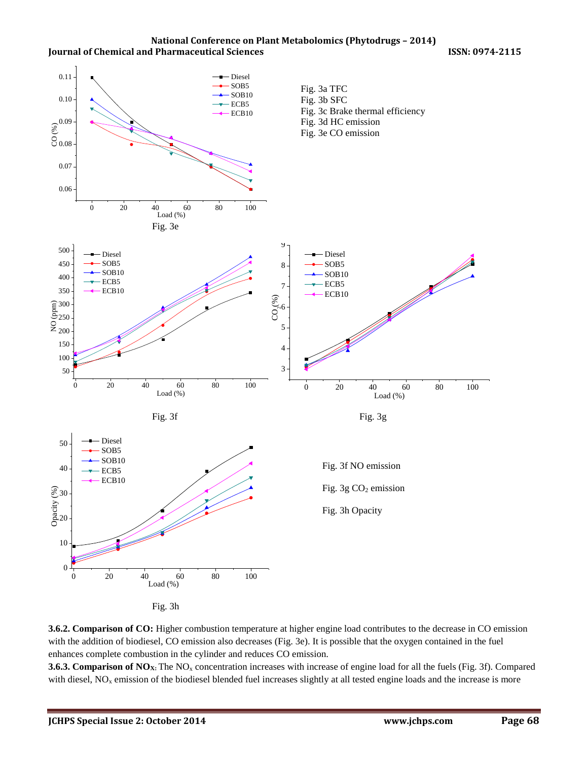Fig. 3a TFC
Fig. 3b SFC
Fig. 3c Brake thermal efficiency
Fig. 3d HC emission
Fig. 3e CO emission

Fig. 3e

Fig. 3f

Fig. 3g

Fig. 3h

Fig. 3f NO emission

Fig. 3g $CO_2$ emission

Fig. 3h Opacity

**3.6.2. Comparison of CO:** Higher combustion temperature at higher engine load contributes to the decrease in CO emission with the addition of biodiesel, CO emission also decreases (Fig. 3e). It is possible that the oxygen contained in the fuel enhances complete combustion in the cylinder and reduces CO emission.

**3.6.3. Comparison of $NO_X$:** The $NO_x$ concentration increases with increase of engine load for all the fuels (Fig. 3f). Compared with diesel, $NO_x$ emission of the biodiesel blended fuel increases slightly at all tested engine loads and the increase is more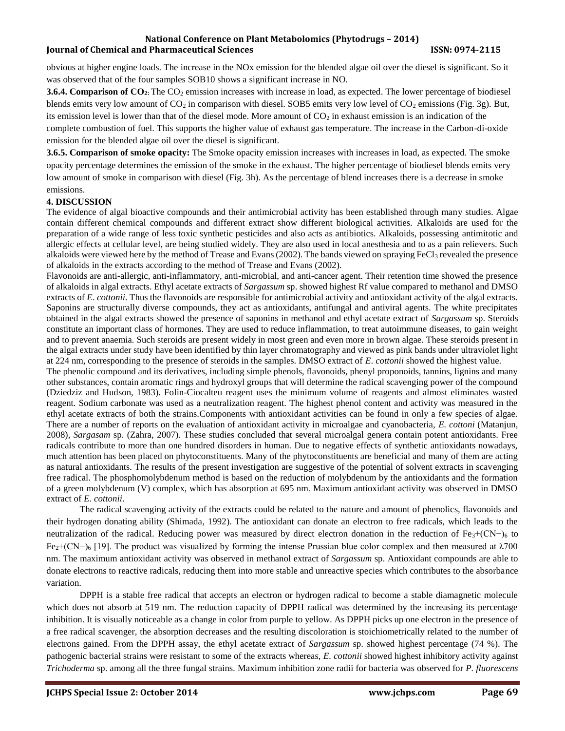obvious at higher engine loads. The increase in the NOx emission for the blended algae oil over the diesel is significant. So it was observed that of the four samples SOB10 shows a significant increase in NO.

**3.6.4. Comparison of $CO_2$:** The $CO_2$ emission increases with increase in load, as expected. The lower percentage of biodiesel blends emits very low amount of $CO_2$ in comparison with diesel. SOB5 emits very low level of $CO_2$ emissions (Fig. 3g). But, its emission level is lower than that of the diesel mode. More amount of $CO_2$ in exhaust emission is an indication of the complete combustion of fuel. This supports the higher value of exhaust gas temperature. The increase in the Carbon-di-oxide emission for the blended algae oil over the diesel is significant.

**3.6.5. Comparison of smoke opacity:** The Smoke opacity emission increases with increases in load, as expected. The smoke opacity percentage determines the emission of the smoke in the exhaust. The higher percentage of biodiesel blends emits very low amount of smoke in comparison with diesel (Fig. 3h). As the percentage of blend increases there is a decrease in smoke emissions.

## 4. DISCUSSION

The evidence of algal bioactive compounds and their antimicrobial activity has been established through many studies. Algae contain different chemical compounds and different extract show different biological activities. Alkaloids are used for the preparation of a wide range of less toxic synthetic pesticides and also acts as antibiotics. Alkaloids, possessing antimitotic and allergic effects at cellular level, are being studied widely. They are also used in local anesthesia and to as a pain relievers. Such alkaloids were viewed here by the method of Trease and Evans (2002). The bands viewed on spraying $FeCl_3$ revealed the presence of alkaloids in the extracts according to the method of Trease and Evans (2002).

Flavonoids are anti-allergic, anti-inflammatory, anti-microbial, and anti-cancer agent. Their retention time showed the presence of alkaloids in algal extracts. Ethyl acetate extracts of *Sargassum* sp. showed highest Rf value compared to methanol and DMSO extracts of *E. cottonii*. Thus the flavonoids are responsible for antimicrobial activity and antioxidant activity of the algal extracts. Saponins are structurally diverse compounds, they act as antioxidants, antifungal and antiviral agents. The white precipitates obtained in the algal extracts showed the presence of saponins in methanol and ethyl acetate extract of *Sargassum* sp. Steroids constitute an important class of hormones. They are used to reduce inflammation, to treat autoimmune diseases, to gain weight and to prevent anaemia. Such steroids are present widely in most green and even more in brown algae. These steroids present in the algal extracts under study have been identified by thin layer chromatography and viewed as pink bands under ultraviolet light at 224 nm, corresponding to the presence of steroids in the samples. DMSO extract of *E. cottonii* showed the highest value.

The phenolic compound and its derivatives, including simple phenols, flavonoids, phenyl proponoids, tannins, lignins and many other substances, contain aromatic rings and hydroxyl groups that will determine the radical scavenging power of the compound (Dziedziz and Hudson, 1983). Folin-Ciocalteu reagent uses the minimum volume of reagents and almost eliminates wasted reagent. Sodium carbonate was used as a neutralization reagent. The highest phenol content and activity was measured in the ethyl acetate extracts of both the strains.Components with antioxidant activities can be found in only a few species of algae. There are a number of reports on the evaluation of antioxidant activity in microalgae and cyanobacteria, *E. cottoni* (Matanjun, 2008), *Sargasam* sp. (Zahra, 2007). These studies concluded that several microalgal genera contain potent antioxidants. Free radicals contribute to more than one hundred disorders in human. Due to negative effects of synthetic antioxidants nowadays, much attention has been placed on phytoconstituents. Many of the phytoconstituents are beneficial and many of them are acting as natural antioxidants. The results of the present investigation are suggestive of the potential of solvent extracts in scavenging free radical. The phosphomolybdenum method is based on the reduction of molybdenum by the antioxidants and the formation of a green molybdenum (V) complex, which has absorption at 695 nm. Maximum antioxidant activity was observed in DMSO extract of *E. cottonii*.

The radical scavenging activity of the extracts could be related to the nature and amount of phenolics, flavonoids and their hydrogen donating ability (Shimada, 1992). The antioxidant can donate an electron to free radicals, which leads to the neutralization of the radical. Reducing power was measured by direct electron donation in the reduction of $Fe_3+(CN-)_6$ to $Fe_2+(CN-)_6$ [19]. The product was visualized by forming the intense Prussian blue color complex and then measured at $\lambda$700 nm. The maximum antioxidant activity was observed in methanol extract of *Sargassum* sp. Antioxidant compounds are able to donate electrons to reactive radicals, reducing them into more stable and unreactive species which contributes to the absorbance variation.

DPPH is a stable free radical that accepts an electron or hydrogen radical to become a stable diamagnetic molecule which does not absorb at 519 nm. The reduction capacity of DPPH radical was determined by the increasing its percentage inhibition. It is visually noticeable as a change in color from purple to yellow. As DPPH picks up one electron in the presence of a free radical scavenger, the absorption decreases and the resulting discoloration is stoichiometrically related to the number of electrons gained. From the DPPH assay, the ethyl acetate extract of *Sargassum* sp. showed highest percentage (74 %). The pathogenic bacterial strains were resistant to some of the extracts whereas, *E. cottonii* showed highest inhibitory activity against *Trichoderma* sp. among all the three fungal strains. Maximum inhibition zone radii for bacteria was observed for *P. fluorescens*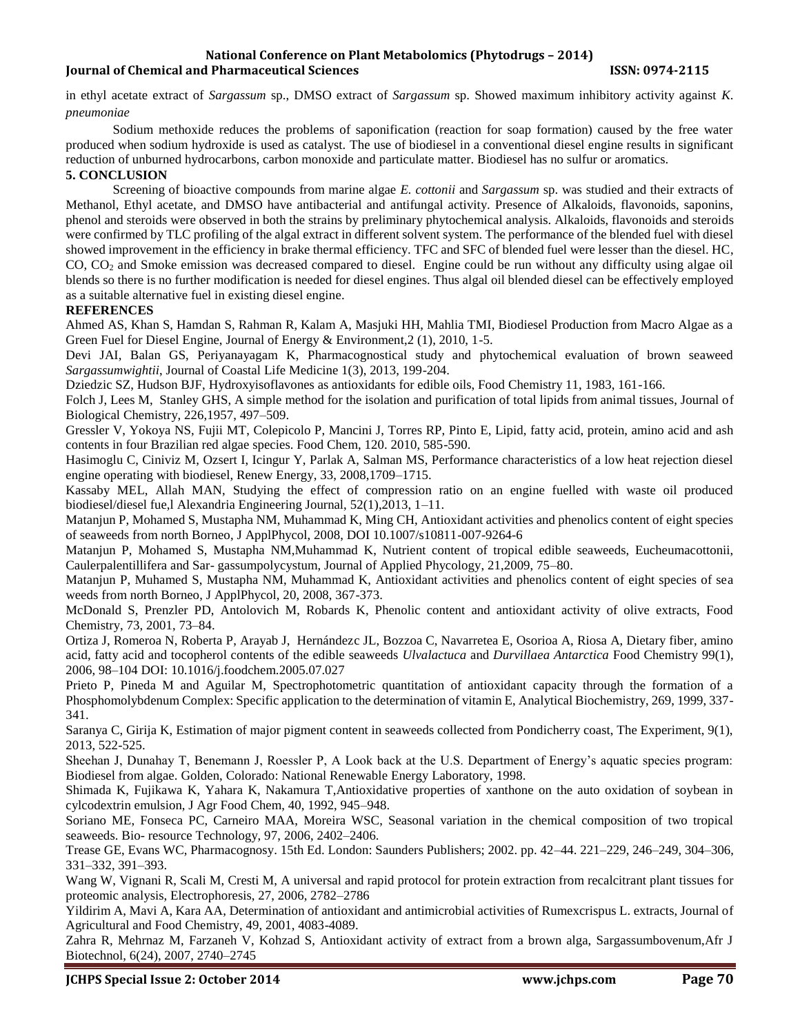in ethyl acetate extract of *Sargassum* sp., DMSO extract of *Sargassum* sp. Showed maximum inhibitory activity against *K. pneumoniae*

Sodium methoxide reduces the problems of saponification (reaction for soap formation) caused by the free water produced when sodium hydroxide is used as catalyst. The use of biodiesel in a conventional diesel engine results in significant reduction of unburned hydrocarbons, carbon monoxide and particulate matter. Biodiesel has no sulfur or aromatics.

## 5. CONCLUSION

Screening of bioactive compounds from marine algae *E. cottonii* and *Sargassum* sp. was studied and their extracts of Methanol, Ethyl acetate, and DMSO have antibacterial and antifungal activity. Presence of Alkaloids, flavonoids, saponins, phenol and steroids were observed in both the strains by preliminary phytochemical analysis. Alkaloids, flavonoids and steroids were confirmed by TLC profiling of the algal extract in different solvent system. The performance of the blended fuel with diesel showed improvement in the efficiency in brake thermal efficiency. TFC and SFC of blended fuel were lesser than the diesel. HC, CO, $CO_2$ and Smoke emission was decreased compared to diesel. Engine could be run without any difficulty using algae oil blends so there is no further modification is needed for diesel engines. Thus algal oil blended diesel can be effectively employed as a suitable alternative fuel in existing diesel engine.

## REFERENCES

Ahmed AS, Khan S, Hamdan S, Rahman R, Kalam A, Masjuki HH, Mahlia TMI, Biodiesel Production from Macro Algae as a Green Fuel for Diesel Engine, Journal of Energy & Environment,2 (1), 2010, 1-5.

Devi JAI, Balan GS, Periyanayagam K, Pharmacognostical study and phytochemical evaluation of brown seaweed *Sargassumwightii*, Journal of Coastal Life Medicine 1(3), 2013, 199-204.

Dziedzic SZ, Hudson BJF, Hydroxyisoflavones as antioxidants for edible oils, Food Chemistry 11, 1983, 161-166.

Folch J, Lees M, Stanley GHS, A simple method for the isolation and purification of total lipids from animal tissues, Journal of Biological Chemistry, 226,1957, 497–509.

Gressler V, Yokoya NS, Fujii MT, Colepicolo P, Mancini J, Torres RP, Pinto E, Lipid, fatty acid, protein, amino acid and ash contents in four Brazilian red algae species. Food Chem, 120. 2010, 585-590.

Hasimoglu C, Ciniviz M, Ozsert I, Icingur Y, Parlak A, Salman MS, Performance characteristics of a low heat rejection diesel engine operating with biodiesel, Renew Energy, 33, 2008,1709–1715.

Kassaby MEL, Allah MAN, Studying the effect of compression ratio on an engine fuelled with waste oil produced biodiesel/diesel fue,l Alexandria Engineering Journal, 52(1),2013, 1–11.

Matanjun P, Mohamed S, Mustapha NM, Muhammad K, Ming CH, Antioxidant activities and phenolics content of eight species of seaweeds from north Borneo, J ApplPhycol, 2008, DOI 10.1007/s10811-007-9264-6

Matanjun P, Mohamed S, Mustapha NM,Muhammad K, Nutrient content of tropical edible seaweeds, Eucheumacottonii, Caulerpalentillifera and Sar- gassumpolycystum, Journal of Applied Phycology, 21,2009, 75–80.

Matanjun P, Muhamed S, Mustapha NM, Muhammad K, Antioxidant activities and phenolics content of eight species of sea weeds from north Borneo, J ApplPhycol, 20, 2008, 367-373.

McDonald S, Prenzler PD, Antolovich M, Robards K, Phenolic content and antioxidant activity of olive extracts, Food Chemistry, 73, 2001, 73–84.

Ortiza J, Romeroa N, Roberta P, Arayab J, Hernándezc JL, Bozzoa C, Navarretea E, Osorioa A, Riosa A, Dietary fiber, amino acid, fatty acid and tocopherol contents of the edible seaweeds *Ulvalactuca* and *Durvillaea Antarctica* Food Chemistry 99(1), 2006, 98–104 DOI: 10.1016/j.foodchem.2005.07.027

Prieto P, Pineda M and Aguilar M, Spectrophotometric quantitation of antioxidant capacity through the formation of a Phosphomolybdenum Complex: Specific application to the determination of vitamin E, Analytical Biochemistry, 269, 1999, 337-341.

Saranya C, Girija K, Estimation of major pigment content in seaweeds collected from Pondicherry coast, The Experiment, 9(1), 2013, 522-525.

Sheehan J, Dunahay T, Benemann J, Roessler P, A Look back at the U.S. Department of Energy's aquatic species program: Biodiesel from algae. Golden, Colorado: National Renewable Energy Laboratory, 1998.

Shimada K, Fujikawa K, Yahara K, Nakamura T,Antioxidative properties of xanthone on the auto oxidation of soybean in cylcodextrin emulsion, J Agr Food Chem, 40, 1992, 945–948.

Soriano ME, Fonseca PC, Carneiro MAA, Moreira WSC, Seasonal variation in the chemical composition of two tropical seaweeds. Bio- resource Technology, 97, 2006, 2402–2406.

Trease GE, Evans WC, Pharmacognosy. 15th Ed. London: Saunders Publishers; 2002. pp. 42–44. 221–229, 246–249, 304–306, 331–332, 391–393.

Wang W, Vignani R, Scali M, Cresti M, A universal and rapid protocol for protein extraction from recalcitrant plant tissues for proteomic analysis, Electrophoresis, 27, 2006, 2782–2786

Yildirim A, Mavi A, Kara AA, Determination of antioxidant and antimicrobial activities of Rumexcrispus L. extracts, Journal of Agricultural and Food Chemistry, 49, 2001, 4083-4089.

Zahra R, Mehrnaz M, Farzaneh V, Kohzad S, Antioxidant activity of extract from a brown alga, Sargassumbovenum,Afr J Biotechnol, 6(24), 2007, 2740–2745